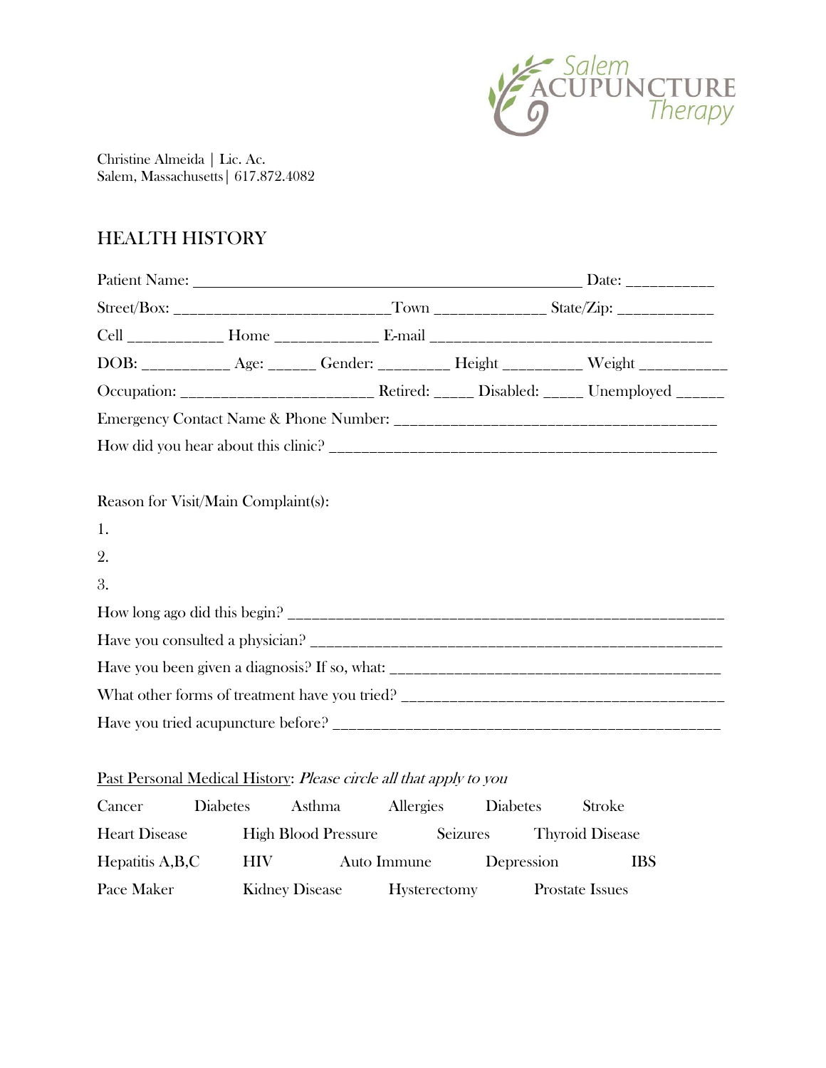Salem ACUPUNCTURE Therapy

Christine Almeida | Lic. Ac.
Salem, Massachusetts | 617.872.4082

# HEALTH HISTORY

Patient Name: ______________________________________________ Date: __________

Street/Box: _________________________ Town _____________ State/Zip: ___________

Cell ___________ Home ____________ E-mail ___________________________________

DOB: __________ Age: ______ Gender: ________ Height _________ Weight __________

Occupation: ______________________ Retired: _____ Disabled: _____ Unemployed ______

Emergency Contact Name & Phone Number: ____________________________________

How did you hear about this clinic? ___________________________________________

Reason for Visit/Main Complaint(s):

1.

2.

3.

How long ago did this begin? _________________________________________________

Have you consulted a physician? ______________________________________________

Have you been given a diagnosis? If so, what: __________________________________

What other forms of treatment have you tried? _________________________________

Have you tried acupuncture before? ___________________________________________

<u>Past Personal Medical History</u>: *Please circle all that apply to you*

Cancer Diabetes Asthma Allergies Diabetes Stroke

Heart Disease High Blood Pressure Seizures Thyroid Disease

Hepatitis A,B,C HIV Auto Immune Depression IBS

Pace Maker Kidney Disease Hysterectomy Prostate Issues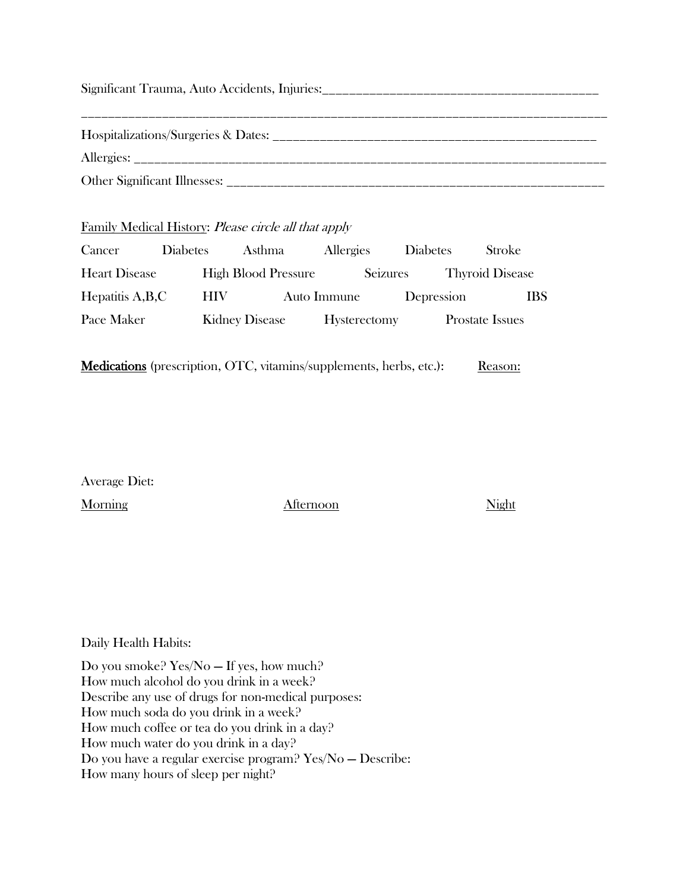Significant Trauma, Auto Accidents, Injuries:___________________________________________

_______________________________________________________________________________

Hospitalizations/Surgeries & Dates: ___________________________________________________

Allergies: ___________________________________________________________________________

Other Significant Illnesses: __________________________________________________________

<u>Family Medical History</u>: *Please circle all that apply*

| | | | | | |
|---|---|---|---|---|---|
| Cancer | Diabetes | Asthma | Allergies | Diabetes | Stroke |
| Heart Disease | High Blood Pressure | Seizures | Thyroid Disease | | |
| Hepatitis A,B,C | HIV | Auto Immune | Depression | IBS | |
| Pace Maker | Kidney Disease | Hysterectomy | Prostate Issues | | |

**<u>Medications</u>** (prescription, OTC, vitamins/supplements, herbs, etc.): <u>Reason:</u>

Average Diet:

| <u>Morning</u> | <u>Afternoon</u> | <u>Night</u> |
|---|---|---|
| | | |

Daily Health Habits:

Do you smoke? Yes/No – If yes, how much?
How much alcohol do you drink in a week?
Describe any use of drugs for non-medical purposes:
How much soda do you drink in a week?
How much coffee or tea do you drink in a day?
How much water do you drink in a day?
Do you have a regular exercise program? Yes/No – Describe:
How many hours of sleep per night?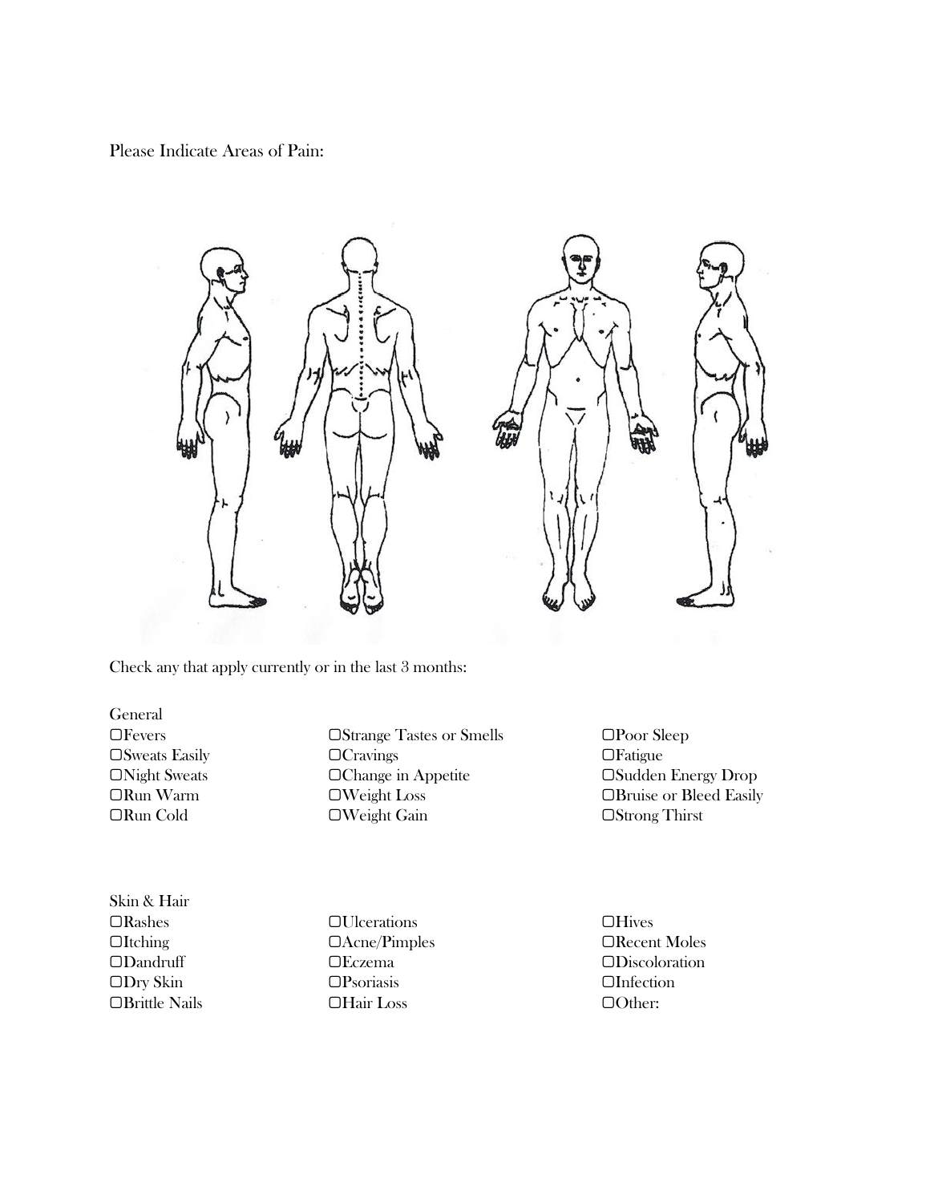Please Indicate Areas of Pain:

Check any that apply currently or in the last 3 months:

General

- ☐Fevers
- ☐Sweats Easily
- ☐Night Sweats
- ☐Run Warm
- ☐Run Cold
- ☐Strange Tastes or Smells
- ☐Cravings
- ☐Change in Appetite
- ☐Weight Loss
- ☐Weight Gain
- ☐Poor Sleep
- ☐Fatigue
- ☐Sudden Energy Drop
- ☐Bruise or Bleed Easily
- ☐Strong Thirst

Skin & Hair

- ☐Rashes
- ☐Itching
- ☐Dandruff
- ☐Dry Skin
- ☐Brittle Nails
- ☐Ulcerations
- ☐Acne/Pimples
- ☐Eczema
- ☐Psoriasis
- ☐Hair Loss
- ☐Hives
- ☐Recent Moles
- ☐Discoloration
- ☐Infection
- ☐Other: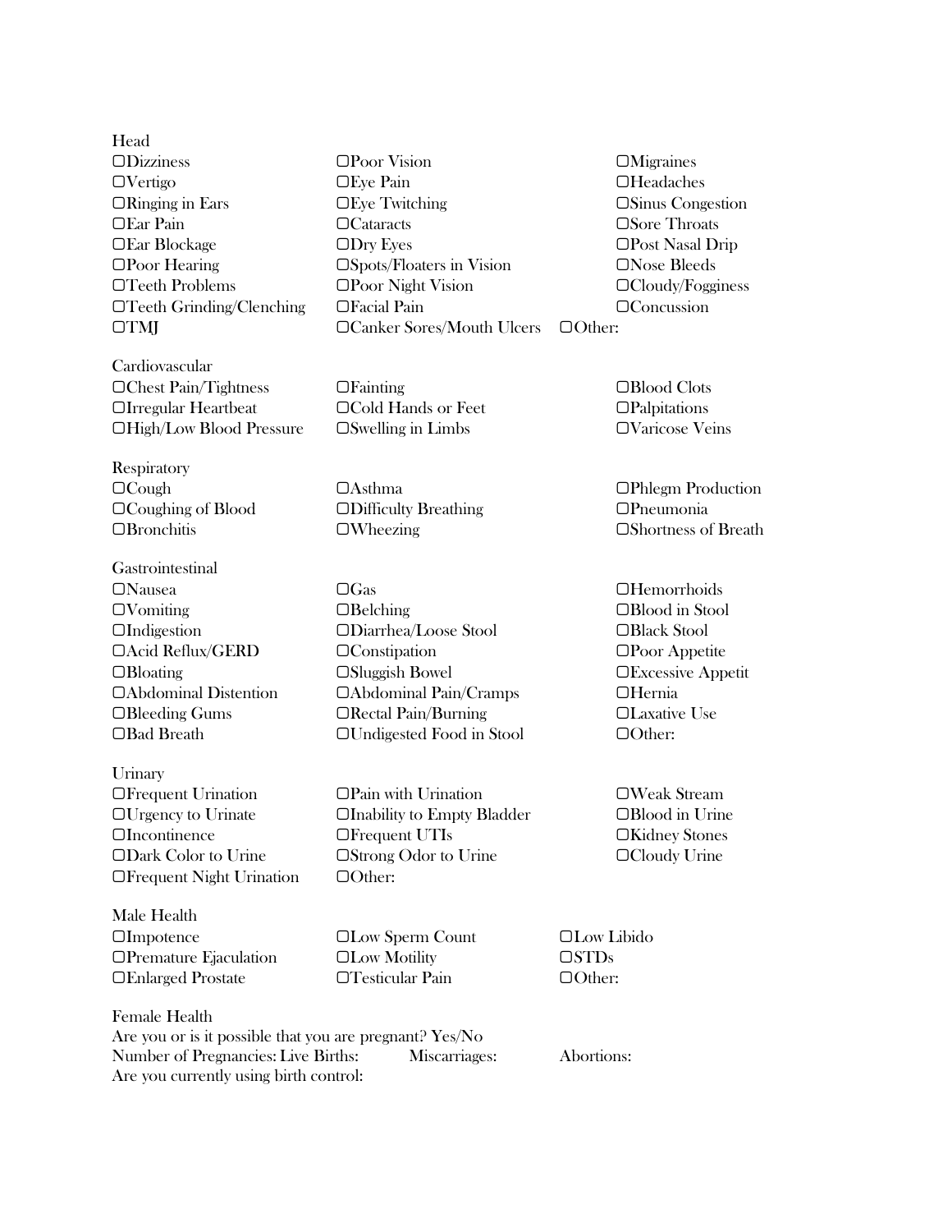Head

- ☐Dizziness
- ☐Vertigo
- ☐Ringing in Ears
- ☐Ear Pain
- ☐Ear Blockage
- ☐Poor Hearing
- ☐Teeth Problems
- ☐Teeth Grinding/Clenching
- ☐TMJ
- ☐Poor Vision
- ☐Eye Pain
- ☐Eye Twitching
- ☐Cataracts
- ☐Dry Eyes
- ☐Spots/Floaters in Vision
- ☐Poor Night Vision
- ☐Facial Pain
- ☐Canker Sores/Mouth Ulcers
- ☐Migraines
- ☐Headaches
- ☐Sinus Congestion
- ☐Sore Throats
- ☐Post Nasal Drip
- ☐Nose Bleeds
- ☐Cloudy/Fogginess
- ☐Concussion
- ☐Other:

Cardiovascular

- ☐Chest Pain/Tightness
- ☐Irregular Heartbeat
- ☐High/Low Blood Pressure
- ☐Fainting
- ☐Cold Hands or Feet
- ☐Swelling in Limbs
- ☐Blood Clots
- ☐Palpitations
- ☐Varicose Veins

Respiratory

- ☐Cough
- ☐Coughing of Blood
- ☐Bronchitis
- ☐Asthma
- ☐Difficulty Breathing
- ☐Wheezing
- ☐Phlegm Production
- ☐Pneumonia
- ☐Shortness of Breath

Gastrointestinal

- ☐Nausea
- ☐Vomiting
- ☐Indigestion
- ☐Acid Reflux/GERD
- ☐Bloating
- ☐Abdominal Distention
- ☐Bleeding Gums
- ☐Bad Breath
- ☐Gas
- ☐Belching
- ☐Diarrhea/Loose Stool
- ☐Constipation
- ☐Sluggish Bowel
- ☐Abdominal Pain/Cramps
- ☐Rectal Pain/Burning
- ☐Undigested Food in Stool
- ☐Hemorrhoids
- ☐Blood in Stool
- ☐Black Stool
- ☐Poor Appetite
- ☐Excessive Appetit
- ☐Hernia
- ☐Laxative Use
- ☐Other:

Urinary

- ☐Frequent Urination
- ☐Urgency to Urinate
- ☐Incontinence
- ☐Dark Color to Urine
- ☐Frequent Night Urination
- ☐Pain with Urination
- ☐Inability to Empty Bladder
- ☐Frequent UTIs
- ☐Strong Odor to Urine
- ☐Other:
- ☐Weak Stream
- ☐Blood in Urine
- ☐Kidney Stones
- ☐Cloudy Urine

Male Health

- ☐Impotence
- ☐Premature Ejaculation
- ☐Enlarged Prostate
- ☐Low Sperm Count
- ☐Low Motility
- ☐Testicular Pain
- ☐Low Libido
- ☐STDs
- ☐Other:

Female Health

Are you or is it possible that you are pregnant? Yes/No

Number of Pregnancies: Live Births: Miscarriages: Abortions:

Are you currently using birth control: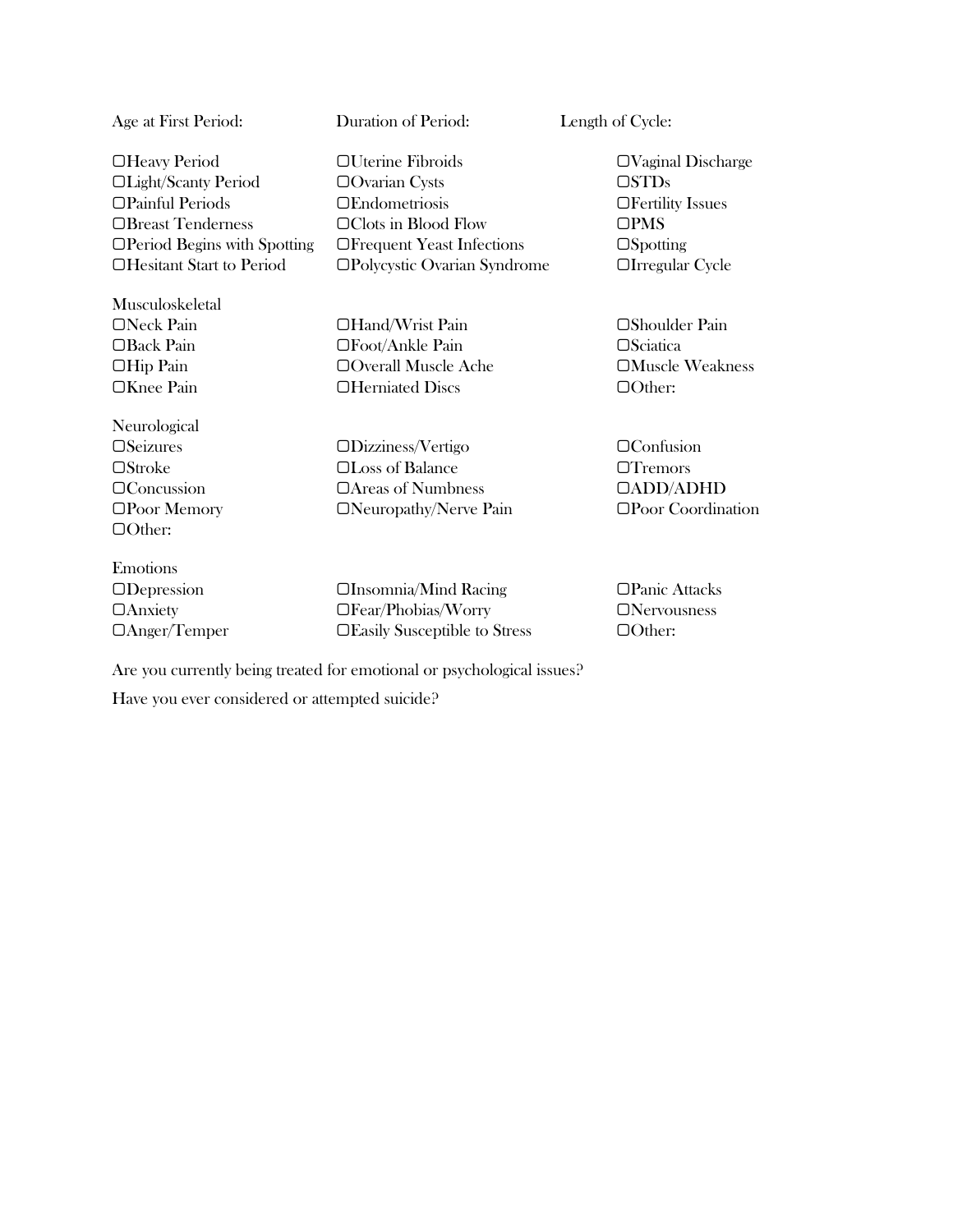Age at First Period: Duration of Period: Length of Cycle:

- ▢Heavy Period
- ▢Light/Scanty Period
- ▢Painful Periods
- ▢Breast Tenderness
- ▢Period Begins with Spotting
- ▢Hesitant Start to Period
- ▢Uterine Fibroids
- ▢Ovarian Cysts
- ▢Endometriosis
- ▢Clots in Blood Flow
- ▢Frequent Yeast Infections
- ▢Polycystic Ovarian Syndrome
- ▢Vaginal Discharge
- ▢STDs
- ▢Fertility Issues
- ▢PMS
- ▢Spotting
- ▢Irregular Cycle

Musculoskeletal

- ▢Neck Pain
- ▢Back Pain
- ▢Hip Pain
- ▢Knee Pain
- ▢Hand/Wrist Pain
- ▢Foot/Ankle Pain
- ▢Overall Muscle Ache
- ▢Herniated Discs
- ▢Shoulder Pain
- ▢Sciatica
- ▢Muscle Weakness
- ▢Other:

Neurological

- ▢Seizures
- ▢Stroke
- ▢Concussion
- ▢Poor Memory
- ▢Other:
- ▢Dizziness/Vertigo
- ▢Loss of Balance
- ▢Areas of Numbness
- ▢Neuropathy/Nerve Pain
- ▢Confusion
- ▢Tremors
- ▢ADD/ADHD
- ▢Poor Coordination

Emotions

- ▢Depression
- ▢Anxiety
- ▢Anger/Temper
- ▢Insomnia/Mind Racing
- ▢Fear/Phobias/Worry
- ▢Easily Susceptible to Stress
- ▢Panic Attacks
- ▢Nervousness
- ▢Other:

Are you currently being treated for emotional or psychological issues?

Have you ever considered or attempted suicide?